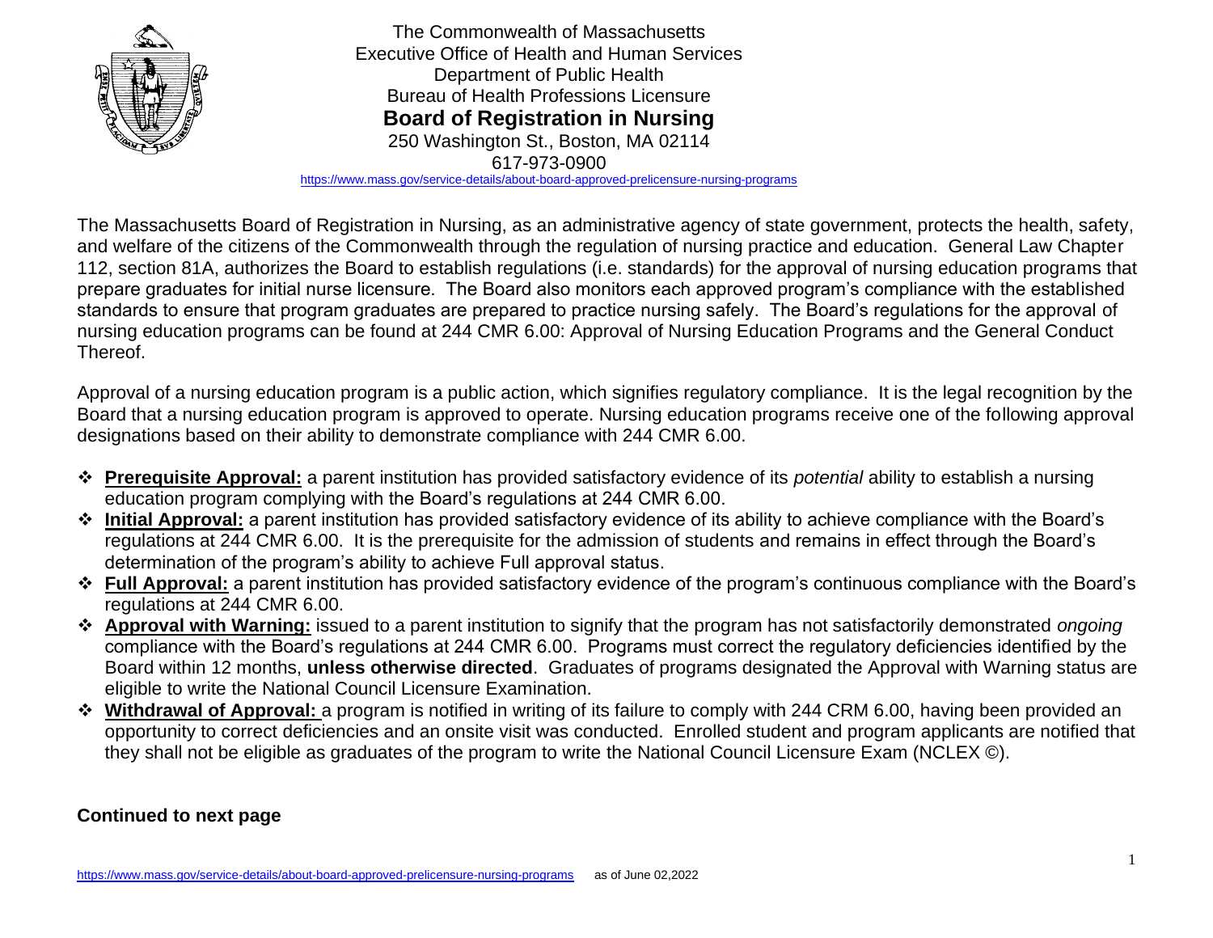The Commonwealth of Massachusetts
Executive Office of Health and Human Services
Department of Public Health
Bureau of Health Professions Licensure

# Board of Registration in Nursing

250 Washington St., Boston, MA 02114
617-973-0900
https://www.mass.gov/service-details/about-board-approved-prelicensure-nursing-programs

The Massachusetts Board of Registration in Nursing, as an administrative agency of state government, protects the health, safety, and welfare of the citizens of the Commonwealth through the regulation of nursing practice and education. General Law Chapter 112, section 81A, authorizes the Board to establish regulations (i.e. standards) for the approval of nursing education programs that prepare graduates for initial nurse licensure. The Board also monitors each approved program's compliance with the established standards to ensure that program graduates are prepared to practice nursing safely. The Board's regulations for the approval of nursing education programs can be found at 244 CMR 6.00: Approval of Nursing Education Programs and the General Conduct Thereof.

Approval of a nursing education program is a public action, which signifies regulatory compliance. It is the legal recognition by the Board that a nursing education program is approved to operate. Nursing education programs receive one of the following approval designations based on their ability to demonstrate compliance with 244 CMR 6.00.

- **Prerequisite Approval:** a parent institution has provided satisfactory evidence of its *potential* ability to establish a nursing education program complying with the Board's regulations at 244 CMR 6.00.
- **Initial Approval:** a parent institution has provided satisfactory evidence of its ability to achieve compliance with the Board's regulations at 244 CMR 6.00. It is the prerequisite for the admission of students and remains in effect through the Board's determination of the program's ability to achieve Full approval status.
- **Full Approval:** a parent institution has provided satisfactory evidence of the program's continuous compliance with the Board's regulations at 244 CMR 6.00.
- **Approval with Warning:** issued to a parent institution to signify that the program has not satisfactorily demonstrated *ongoing* compliance with the Board's regulations at 244 CMR 6.00. Programs must correct the regulatory deficiencies identified by the Board within 12 months, **unless otherwise directed**. Graduates of programs designated the Approval with Warning status are eligible to write the National Council Licensure Examination.
- **Withdrawal of Approval:** a program is notified in writing of its failure to comply with 244 CRM 6.00, having been provided an opportunity to correct deficiencies and an onsite visit was conducted. Enrolled student and program applicants are notified that they shall not be eligible as graduates of the program to write the National Council Licensure Exam (NCLEX ©).

**Continued to next page**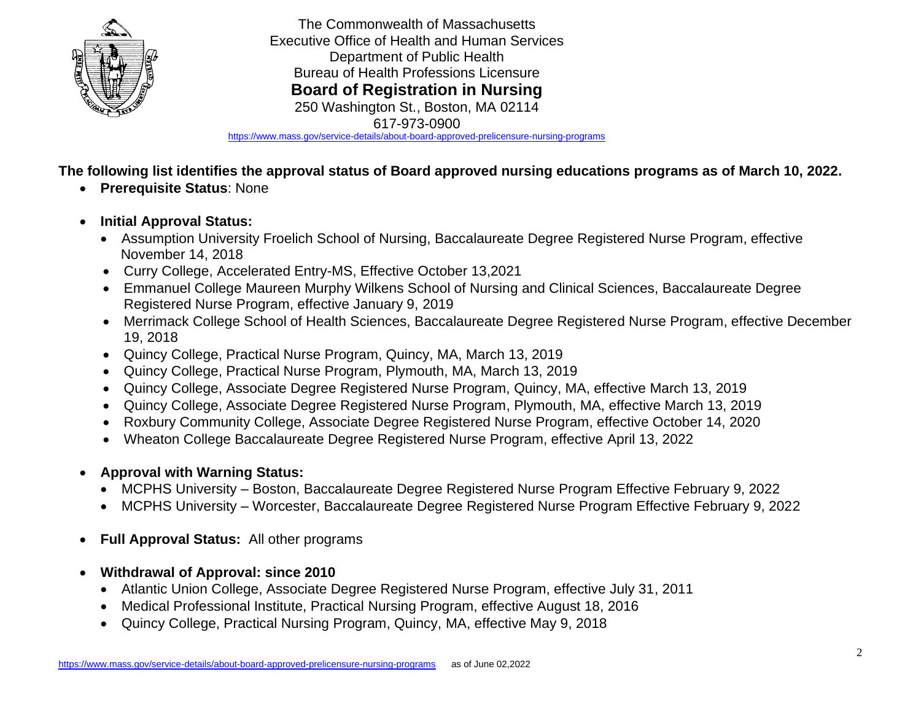The Commonwealth of Massachusetts
Executive Office of Health and Human Services
Department of Public Health
Bureau of Health Professions Licensure

**Board of Registration in Nursing**

250 Washington St., Boston, MA 02114
617-973-0900
https://www.mass.gov/service-details/about-board-approved-prelicensure-nursing-programs

**The following list identifies the approval status of Board approved nursing educations programs as of March 10, 2022.**

- **Prerequisite Status**: None
- **Initial Approval Status:**
  - Assumption University Froelich School of Nursing, Baccalaureate Degree Registered Nurse Program, effective November 14, 2018
  - Curry College, Accelerated Entry-MS, Effective October 13,2021
  - Emmanuel College Maureen Murphy Wilkens School of Nursing and Clinical Sciences, Baccalaureate Degree Registered Nurse Program, effective January 9, 2019
  - Merrimack College School of Health Sciences, Baccalaureate Degree Registered Nurse Program, effective December 19, 2018
  - Quincy College, Practical Nurse Program, Quincy, MA, March 13, 2019
  - Quincy College, Practical Nurse Program, Plymouth, MA, March 13, 2019
  - Quincy College, Associate Degree Registered Nurse Program, Quincy, MA, effective March 13, 2019
  - Quincy College, Associate Degree Registered Nurse Program, Plymouth, MA, effective March 13, 2019
  - Roxbury Community College, Associate Degree Registered Nurse Program, effective October 14, 2020
  - Wheaton College Baccalaureate Degree Registered Nurse Program, effective April 13, 2022
- **Approval with Warning Status:**
  - MCPHS University – Boston, Baccalaureate Degree Registered Nurse Program Effective February 9, 2022
  - MCPHS University – Worcester, Baccalaureate Degree Registered Nurse Program Effective February 9, 2022
- **Full Approval Status:** All other programs
- **Withdrawal of Approval: since 2010**
  - Atlantic Union College, Associate Degree Registered Nurse Program, effective July 31, 2011
  - Medical Professional Institute, Practical Nursing Program, effective August 18, 2016
  - Quincy College, Practical Nursing Program, Quincy, MA, effective May 9, 2018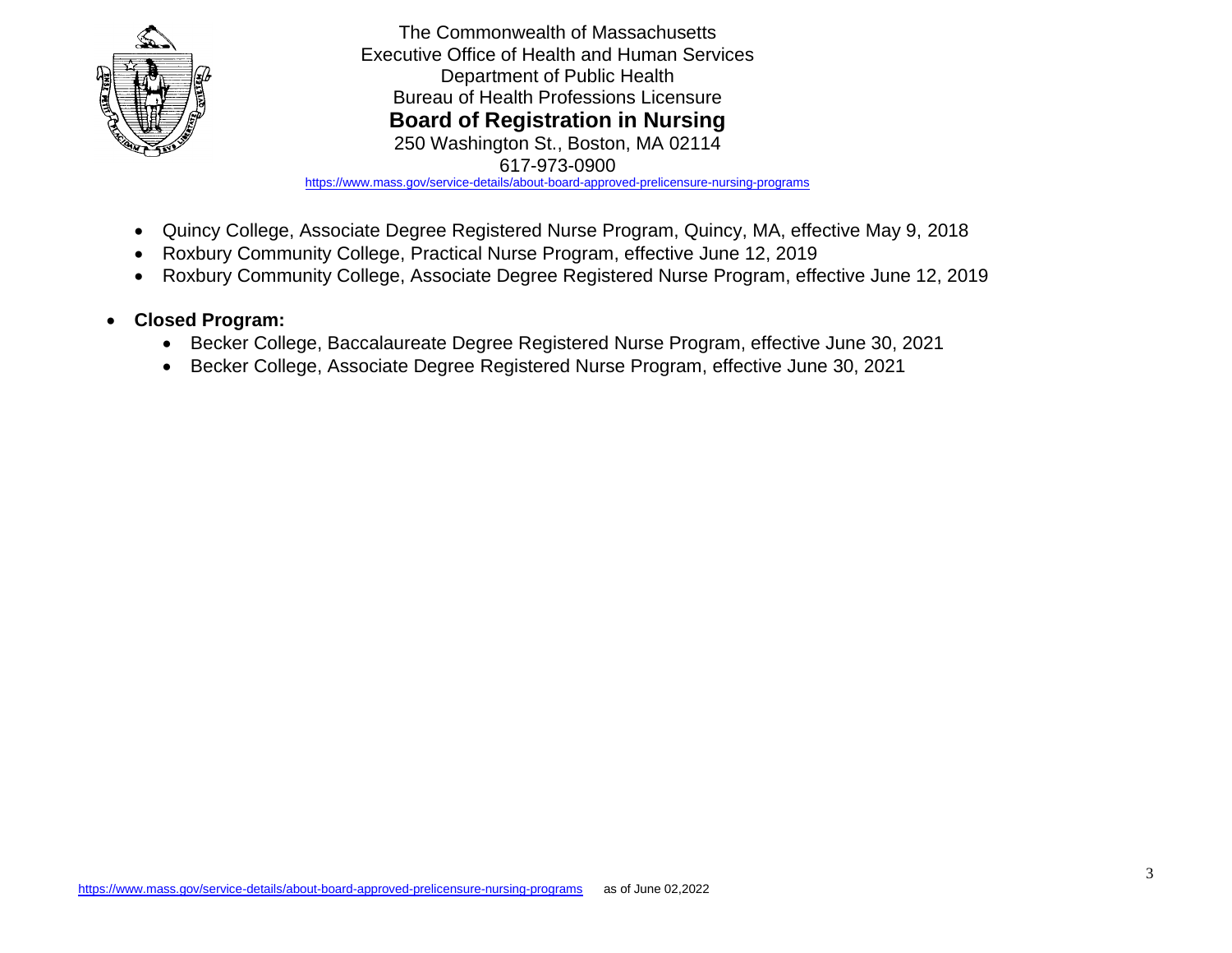- Quincy College, Associate Degree Registered Nurse Program, Quincy, MA, effective May 9, 2018
- Roxbury Community College, Practical Nurse Program, effective June 12, 2019
- Roxbury Community College, Associate Degree Registered Nurse Program, effective June 12, 2019

- **Closed Program:**
  - Becker College, Baccalaureate Degree Registered Nurse Program, effective June 30, 2021
  - Becker College, Associate Degree Registered Nurse Program, effective June 30, 2021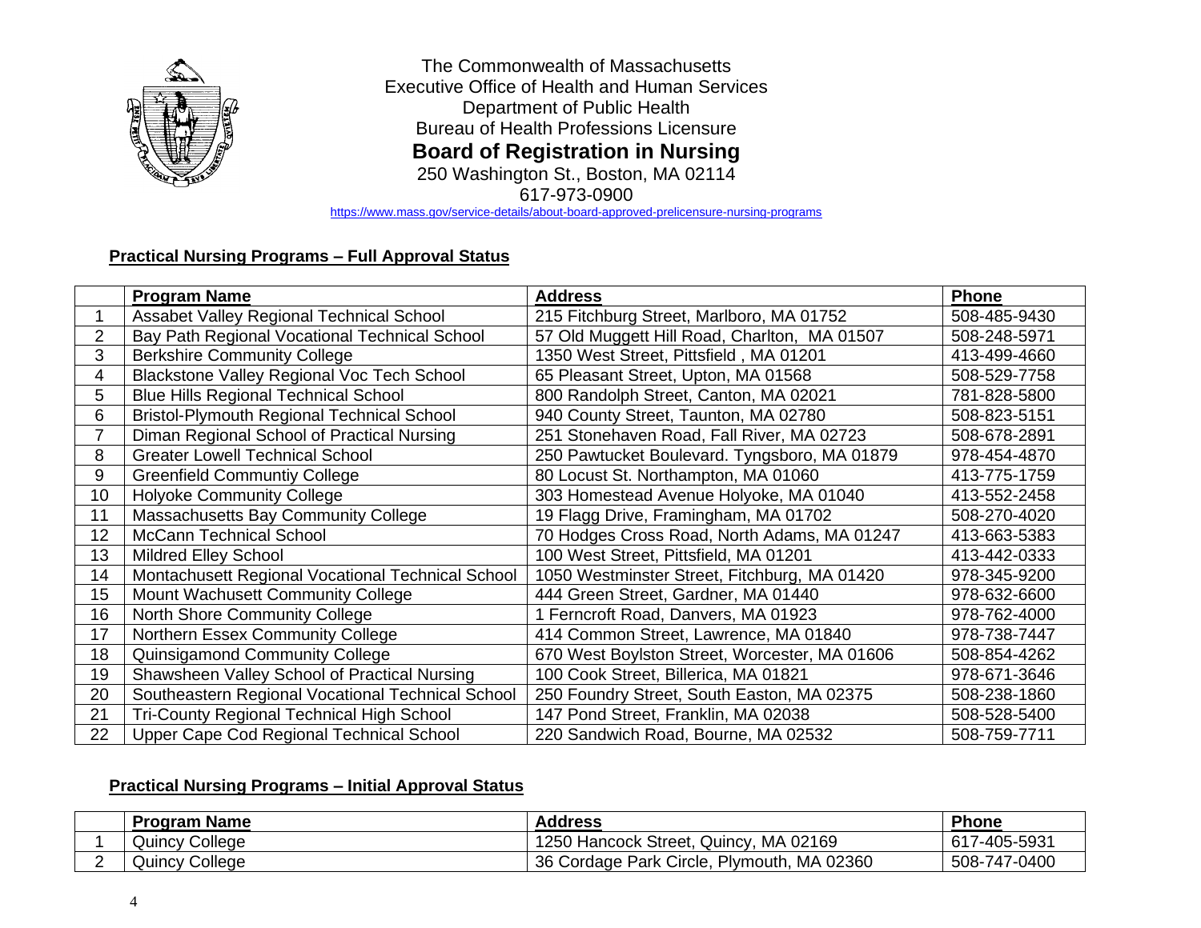The Commonwealth of Massachusetts
Executive Office of Health and Human Services
Department of Public Health
Bureau of Health Professions Licensure

**Board of Registration in Nursing**

250 Washington St., Boston, MA 02114
617-973-0900
https://www.mass.gov/service-details/about-board-approved-prelicensure-nursing-programs

## Practical Nursing Programs – Full Approval Status

| | Program Name | Address | Phone |
|---|---|---|---|
| 1 | Assabet Valley Regional Technical School | 215 Fitchburg Street, Marlboro, MA 01752 | 508-485-9430 |
| 2 | Bay Path Regional Vocational Technical School | 57 Old Muggett Hill Road, Charlton, MA 01507 | 508-248-5971 |
| 3 | Berkshire Community College | 1350 West Street, Pittsfield , MA 01201 | 413-499-4660 |
| 4 | Blackstone Valley Regional Voc Tech School | 65 Pleasant Street, Upton, MA 01568 | 508-529-7758 |
| 5 | Blue Hills Regional Technical School | 800 Randolph Street, Canton, MA 02021 | 781-828-5800 |
| 6 | Bristol-Plymouth Regional Technical School | 940 County Street, Taunton, MA 02780 | 508-823-5151 |
| 7 | Diman Regional School of Practical Nursing | 251 Stonehaven Road, Fall River, MA 02723 | 508-678-2891 |
| 8 | Greater Lowell Technical School | 250 Pawtucket Boulevard. Tyngsboro, MA 01879 | 978-454-4870 |
| 9 | Greenfield Communtiy College | 80 Locust St. Northampton, MA 01060 | 413-775-1759 |
| 10 | Holyoke Community College | 303 Homestead Avenue Holyoke, MA 01040 | 413-552-2458 |
| 11 | Massachusetts Bay Community College | 19 Flagg Drive, Framingham, MA 01702 | 508-270-4020 |
| 12 | McCann Technical School | 70 Hodges Cross Road, North Adams, MA 01247 | 413-663-5383 |
| 13 | Mildred Elley School | 100 West Street, Pittsfield, MA 01201 | 413-442-0333 |
| 14 | Montachusett Regional Vocational Technical School | 1050 Westminster Street, Fitchburg, MA 01420 | 978-345-9200 |
| 15 | Mount Wachusett Community College | 444 Green Street, Gardner, MA 01440 | 978-632-6600 |
| 16 | North Shore Community College | 1 Ferncroft Road, Danvers, MA 01923 | 978-762-4000 |
| 17 | Northern Essex Community College | 414 Common Street, Lawrence, MA 01840 | 978-738-7447 |
| 18 | Quinsigamond Community College | 670 West Boylston Street, Worcester, MA 01606 | 508-854-4262 |
| 19 | Shawsheen Valley School of Practical Nursing | 100 Cook Street, Billerica, MA 01821 | 978-671-3646 |
| 20 | Southeastern Regional Vocational Technical School | 250 Foundry Street, South Easton, MA 02375 | 508-238-1860 |
| 21 | Tri-County Regional Technical High School | 147 Pond Street, Franklin, MA 02038 | 508-528-5400 |
| 22 | Upper Cape Cod Regional Technical School | 220 Sandwich Road, Bourne, MA 02532 | 508-759-7711 |

## Practical Nursing Programs – Initial Approval Status

| | Program Name | Address | Phone |
|---|---|---|---|
| 1 | Quincy College | 1250 Hancock Street, Quincy, MA 02169 | 617-405-5931 |
| 2 | Quincy College | 36 Cordage Park Circle, Plymouth, MA 02360 | 508-747-0400 |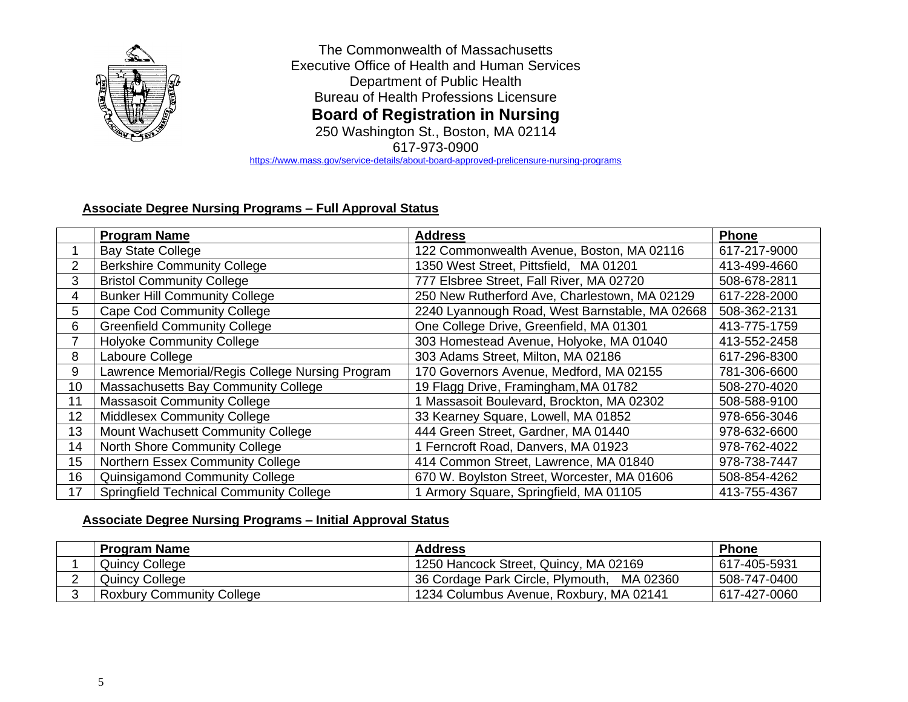The Commonwealth of Massachusetts
Executive Office of Health and Human Services
Department of Public Health
Bureau of Health Professions Licensure

## Board of Registration in Nursing

250 Washington St., Boston, MA 02114
617-973-0900
https://www.mass.gov/service-details/about-board-approved-prelicensure-nursing-programs

### Associate Degree Nursing Programs – Full Approval Status

| | Program Name | Address | Phone |
|---|---|---|---|
| 1 | Bay State College | 122 Commonwealth Avenue, Boston, MA 02116 | 617-217-9000 |
| 2 | Berkshire Community College | 1350 West Street, Pittsfield, MA 01201 | 413-499-4660 |
| 3 | Bristol Community College | 777 Elsbree Street, Fall River, MA 02720 | 508-678-2811 |
| 4 | Bunker Hill Community College | 250 New Rutherford Ave, Charlestown, MA 02129 | 617-228-2000 |
| 5 | Cape Cod Community College | 2240 Lyannough Road, West Barnstable, MA 02668 | 508-362-2131 |
| 6 | Greenfield Community College | One College Drive, Greenfield, MA 01301 | 413-775-1759 |
| 7 | Holyoke Community College | 303 Homestead Avenue, Holyoke, MA 01040 | 413-552-2458 |
| 8 | Laboure College | 303 Adams Street, Milton, MA 02186 | 617-296-8300 |
| 9 | Lawrence Memorial/Regis College Nursing Program | 170 Governors Avenue, Medford, MA 02155 | 781-306-6600 |
| 10 | Massachusetts Bay Community College | 19 Flagg Drive, Framingham, MA 01782 | 508-270-4020 |
| 11 | Massasoit Community College | 1 Massasoit Boulevard, Brockton, MA 02302 | 508-588-9100 |
| 12 | Middlesex Community College | 33 Kearney Square, Lowell, MA 01852 | 978-656-3046 |
| 13 | Mount Wachusett Community College | 444 Green Street, Gardner, MA 01440 | 978-632-6600 |
| 14 | North Shore Community College | 1 Ferncroft Road, Danvers, MA 01923 | 978-762-4022 |
| 15 | Northern Essex Community College | 414 Common Street, Lawrence, MA 01840 | 978-738-7447 |
| 16 | Quinsigamond Community College | 670 W. Boylston Street, Worcester, MA 01606 | 508-854-4262 |
| 17 | Springfield Technical Community College | 1 Armory Square, Springfield, MA 01105 | 413-755-4367 |

### Associate Degree Nursing Programs – Initial Approval Status

| | Program Name | Address | Phone |
|---|---|---|---|
| 1 | Quincy College | 1250 Hancock Street, Quincy, MA 02169 | 617-405-5931 |
| 2 | Quincy College | 36 Cordage Park Circle, Plymouth, MA 02360 | 508-747-0400 |
| 3 | Roxbury Community College | 1234 Columbus Avenue, Roxbury, MA 02141 | 617-427-0060 |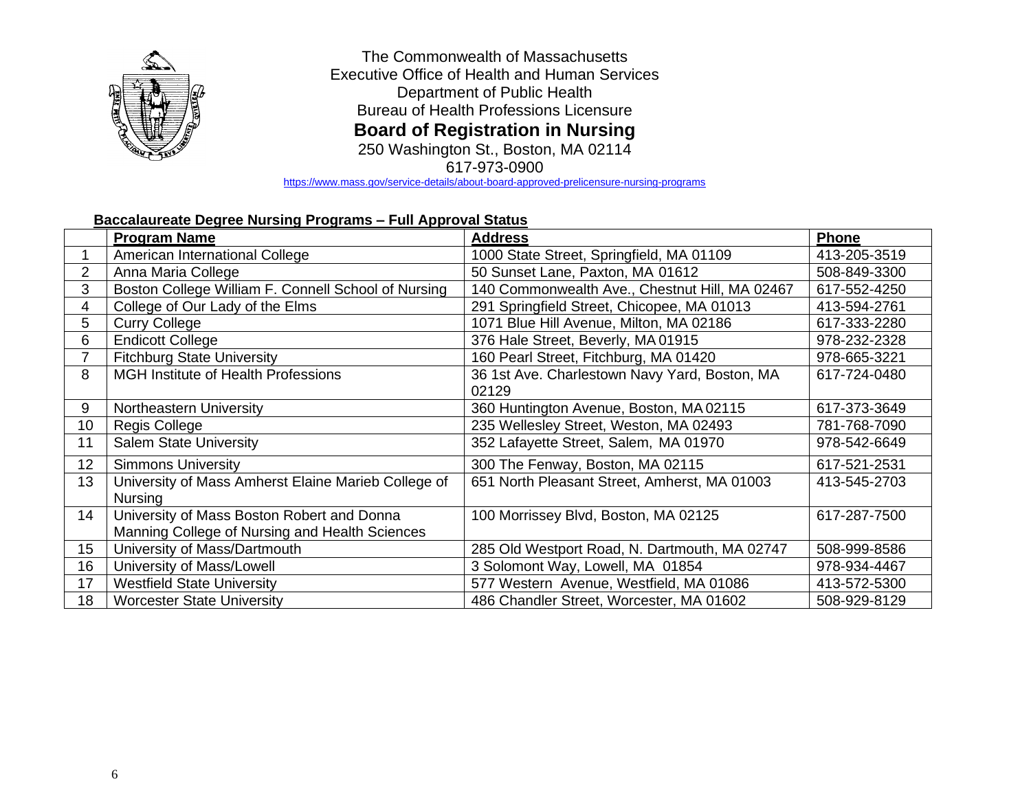The Commonwealth of Massachusetts
Executive Office of Health and Human Services
Department of Public Health
Bureau of Health Professions Licensure

# Board of Registration in Nursing

250 Washington St., Boston, MA 02114
617-973-0900
https://www.mass.gov/service-details/about-board-approved-prelicensure-nursing-programs

## Baccalaureate Degree Nursing Programs – Full Approval Status

| | Program Name | Address | Phone |
|---|---|---|---|
| 1 | American International College | 1000 State Street, Springfield, MA 01109 | 413-205-3519 |
| 2 | Anna Maria College | 50 Sunset Lane, Paxton, MA 01612 | 508-849-3300 |
| 3 | Boston College William F. Connell School of Nursing | 140 Commonwealth Ave., Chestnut Hill, MA 02467 | 617-552-4250 |
| 4 | College of Our Lady of the Elms | 291 Springfield Street, Chicopee, MA 01013 | 413-594-2761 |
| 5 | Curry College | 1071 Blue Hill Avenue, Milton, MA 02186 | 617-333-2280 |
| 6 | Endicott College | 376 Hale Street, Beverly, MA 01915 | 978-232-2328 |
| 7 | Fitchburg State University | 160 Pearl Street, Fitchburg, MA 01420 | 978-665-3221 |
| 8 | MGH Institute of Health Professions | 36 1st Ave. Charlestown Navy Yard, Boston, MA 02129 | 617-724-0480 |
| 9 | Northeastern University | 360 Huntington Avenue, Boston, MA 02115 | 617-373-3649 |
| 10 | Regis College | 235 Wellesley Street, Weston, MA 02493 | 781-768-7090 |
| 11 | Salem State University | 352 Lafayette Street, Salem, MA 01970 | 978-542-6649 |
| 12 | Simmons University | 300 The Fenway, Boston, MA 02115 | 617-521-2531 |
| 13 | University of Mass Amherst Elaine Marieb College of Nursing | 651 North Pleasant Street, Amherst, MA 01003 | 413-545-2703 |
| 14 | University of Mass Boston Robert and Donna Manning College of Nursing and Health Sciences | 100 Morrissey Blvd, Boston, MA 02125 | 617-287-7500 |
| 15 | University of Mass/Dartmouth | 285 Old Westport Road, N. Dartmouth, MA 02747 | 508-999-8586 |
| 16 | University of Mass/Lowell | 3 Solomont Way, Lowell, MA 01854 | 978-934-4467 |
| 17 | Westfield State University | 577 Western Avenue, Westfield, MA 01086 | 413-572-5300 |
| 18 | Worcester State University | 486 Chandler Street, Worcester, MA 01602 | 508-929-8129 |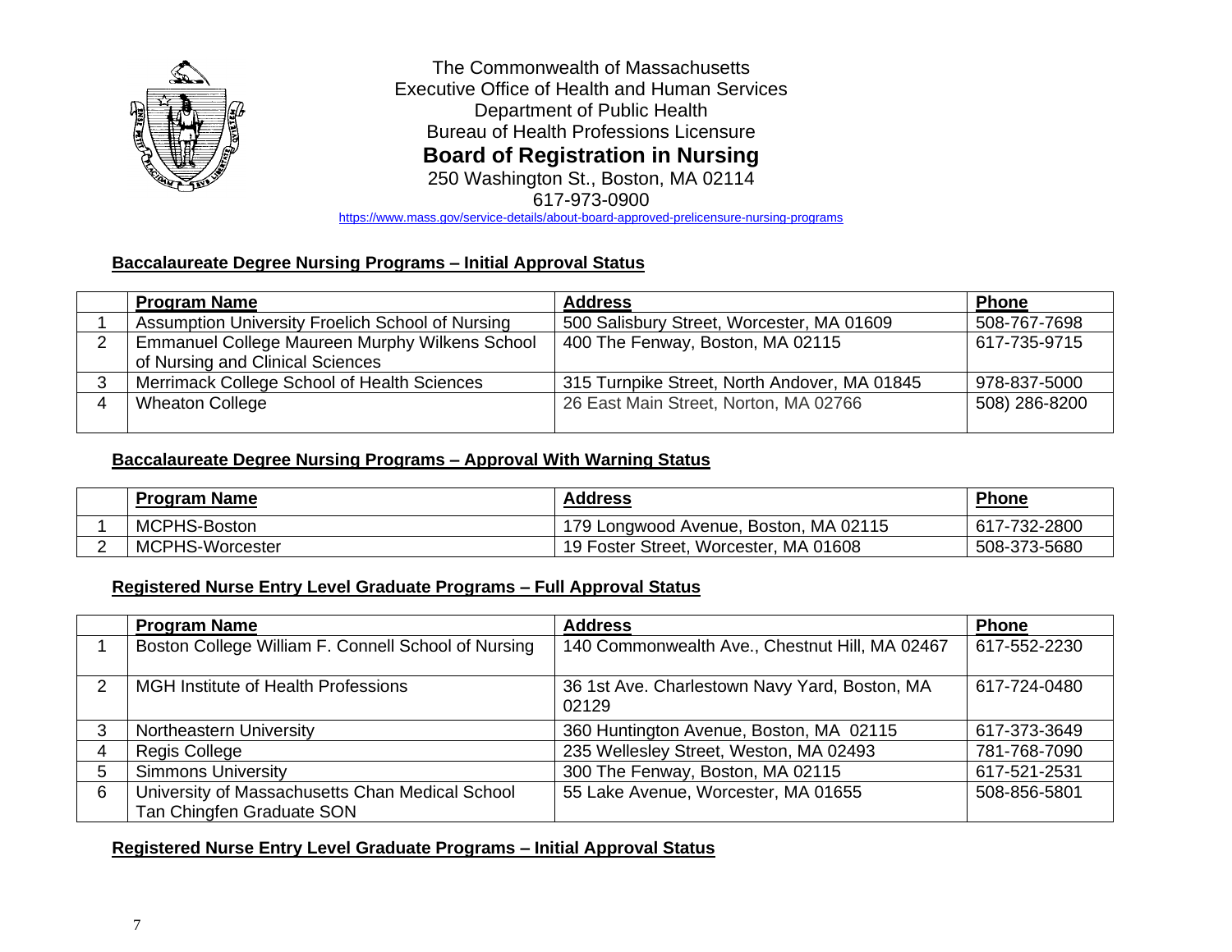The Commonwealth of Massachusetts
Executive Office of Health and Human Services
Department of Public Health
Bureau of Health Professions Licensure

**Board of Registration in Nursing**

250 Washington St., Boston, MA 02114
617-973-0900
https://www.mass.gov/service-details/about-board-approved-prelicensure-nursing-programs

## Baccalaureate Degree Nursing Programs – Initial Approval Status

| | Program Name | Address | Phone |
|---|---|---|---|
| 1 | Assumption University Froelich School of Nursing | 500 Salisbury Street, Worcester, MA 01609 | 508-767-7698 |
| 2 | Emmanuel College Maureen Murphy Wilkens School of Nursing and Clinical Sciences | 400 The Fenway, Boston, MA 02115 | 617-735-9715 |
| 3 | Merrimack College School of Health Sciences | 315 Turnpike Street, North Andover, MA 01845 | 978-837-5000 |
| 4 | Wheaton College | 26 East Main Street, Norton, MA 02766 | 508) 286-8200 |

## Baccalaureate Degree Nursing Programs – Approval With Warning Status

| | Program Name | Address | Phone |
|---|---|---|---|
| 1 | MCPHS-Boston | 179 Longwood Avenue, Boston, MA 02115 | 617-732-2800 |
| 2 | MCPHS-Worcester | 19 Foster Street, Worcester, MA 01608 | 508-373-5680 |

## Registered Nurse Entry Level Graduate Programs – Full Approval Status

| | Program Name | Address | Phone |
|---|---|---|---|
| 1 | Boston College William F. Connell School of Nursing | 140 Commonwealth Ave., Chestnut Hill, MA 02467 | 617-552-2230 |
| 2 | MGH Institute of Health Professions | 36 1st Ave. Charlestown Navy Yard, Boston, MA 02129 | 617-724-0480 |
| 3 | Northeastern University | 360 Huntington Avenue, Boston, MA 02115 | 617-373-3649 |
| 4 | Regis College | 235 Wellesley Street, Weston, MA 02493 | 781-768-7090 |
| 5 | Simmons University | 300 The Fenway, Boston, MA 02115 | 617-521-2531 |
| 6 | University of Massachusetts Chan Medical School Tan Chingfen Graduate SON | 55 Lake Avenue, Worcester, MA 01655 | 508-856-5801 |

## Registered Nurse Entry Level Graduate Programs – Initial Approval Status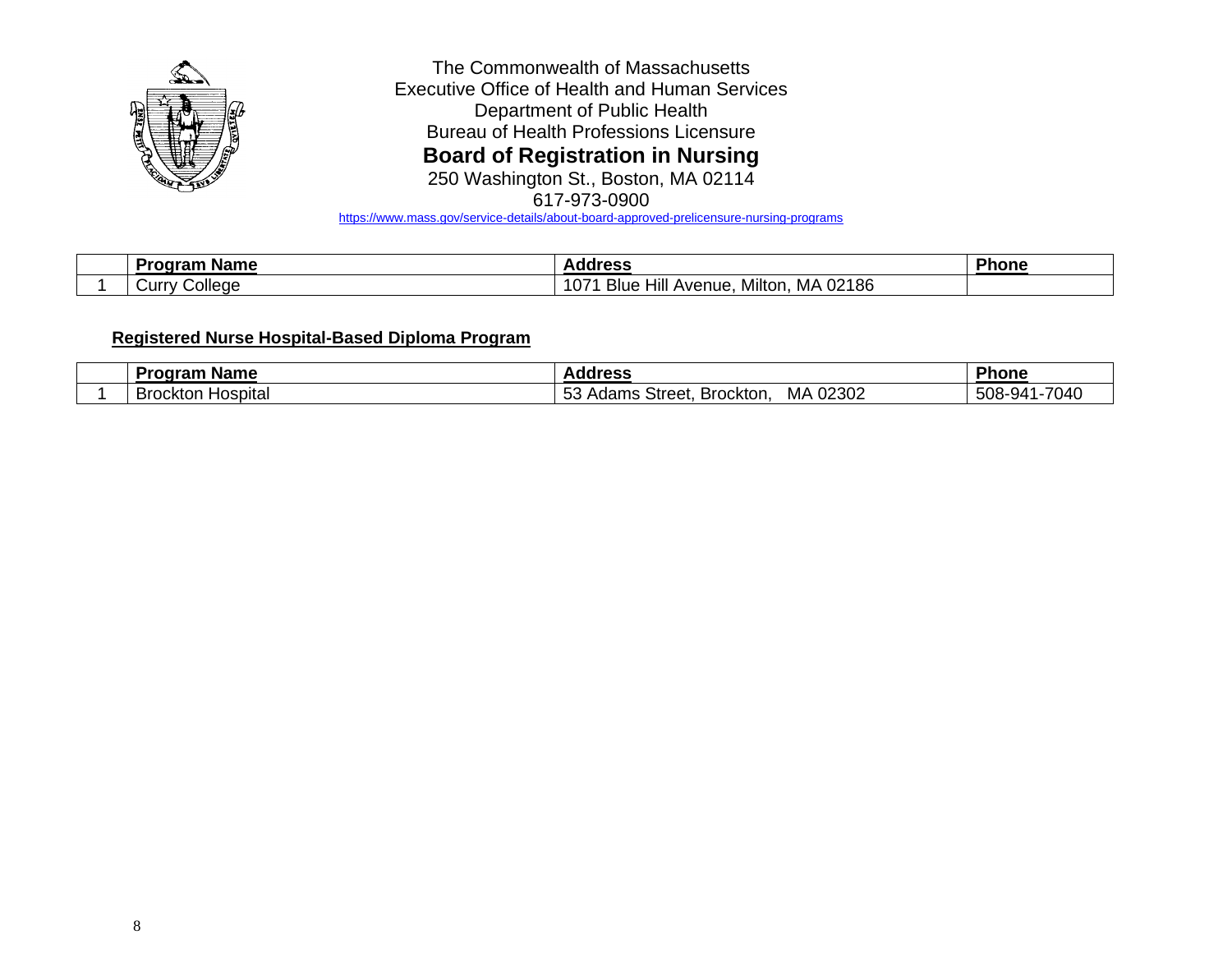The Commonwealth of Massachusetts
Executive Office of Health and Human Services
Department of Public Health
Bureau of Health Professions Licensure

## Board of Registration in Nursing

250 Washington St., Boston, MA 02114
617-973-0900
https://www.mass.gov/service-details/about-board-approved-prelicensure-nursing-programs

| | Program Name | Address | Phone |
|---|---|---|---|
| 1 | Curry College | 1071 Blue Hill Avenue, Milton, MA 02186 | |

### Registered Nurse Hospital-Based Diploma Program

| | Program Name | Address | Phone |
|---|---|---|---|
| 1 | Brockton Hospital | 53 Adams Street, Brockton, MA 02302 | 508-941-7040 |